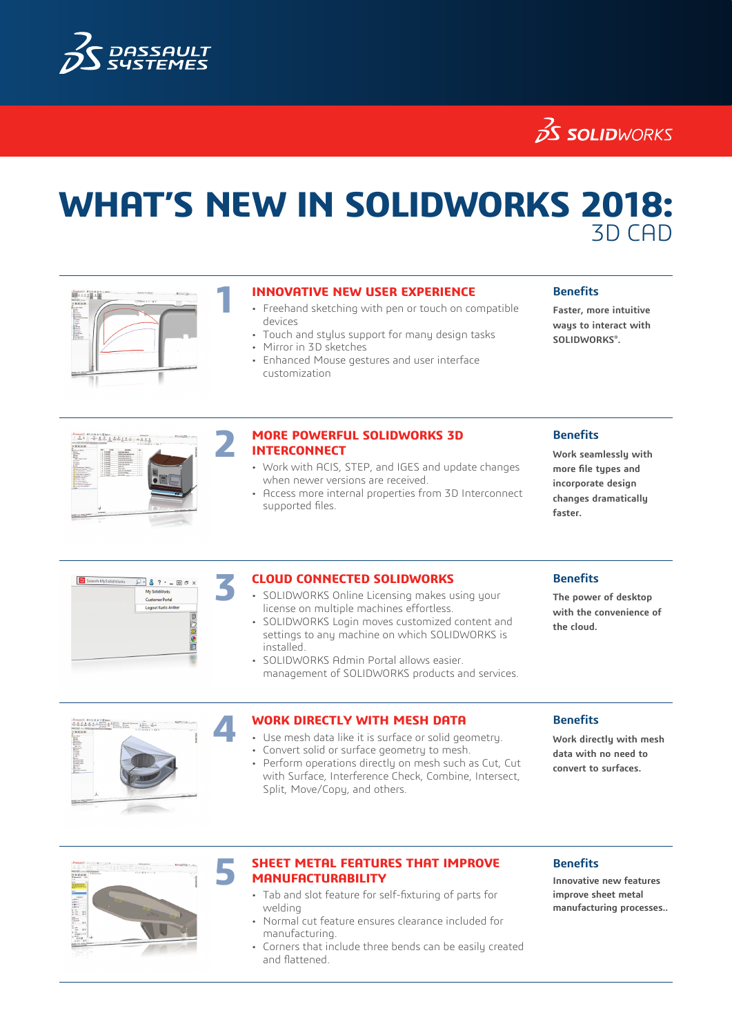# WHAT'S NEW IN SOLIDWORKS 2018: 3D CAD

## 1 INNOVATIVE NEW USER EXPERIENCE

- Freehand sketching with pen or touch on compatible devices
- Touch and stylus support for many design tasks
- Mirror in 3D sketches
- Enhanced Mouse gestures and user interface customization

### Benefits

**Faster, more intuitive ways to interact with SOLIDWORKS®.**

## 2 MORE POWERFUL SOLIDWORKS 3D INTERCONNECT

- Work with ACIS, STEP, and IGES and update changes when newer versions are received.
- Access more internal properties from 3D Interconnect supported files.

### Benefits

**Work seamlessly with more file types and incorporate design changes dramatically faster.**

## 3 CLOUD CONNECTED SOLIDWORKS

- SOLIDWORKS Online Licensing makes using your license on multiple machines effortless.
- SOLIDWORKS Login moves customized content and settings to any machine on which SOLIDWORKS is installed.
- SOLIDWORKS Admin Portal allows easier. management of SOLIDWORKS products and services.

### Benefits

**The power of desktop with the convenience of the cloud.**

## 4 WORK DIRECTLY WITH MESH DATA

- Use mesh data like it is surface or solid geometry.
- Convert solid or surface geometry to mesh.
- Perform operations directly on mesh such as Cut, Cut with Surface, Interference Check, Combine, Intersect, Split, Move/Copy, and others.

### Benefits

**Work directly with mesh data with no need to convert to surfaces.**

## 5 SHEET METAL FEATURES THAT IMPROVE MANUFACTURABILITY

- Tab and slot feature for self-fixturing of parts for welding
- Normal cut feature ensures clearance included for manufacturing.
- Corners that include three bends can be easily created and flattened.

### Benefits

**Innovative new features improve sheet metal manufacturing processes..**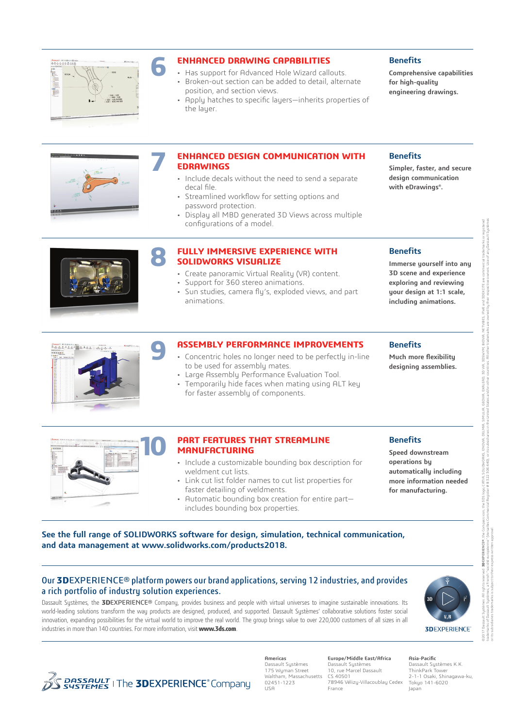## 6 ENHANCED DRAWING CAPABILITIES

- Has support for Advanced Hole Wizard callouts.
- Broken-out section can be added to detail, alternate position, and section views.
- Apply hatches to specific layers—inherits properties of the layer.

**Benefits**

**Comprehensive capabilities for high-quality engineering drawings.**

## 7 ENHANCED DESIGN COMMUNICATION WITH EDRAWINGS

- Include decals without the need to send a separate decal file.
- Streamlined workflow for setting options and password protection.
- Display all MBD generated 3D Views across multiple configurations of a model.

**Benefits**

**Simpler, faster, and secure design communication with eDrawings®.**

## 8 FULLY IMMERSIVE EXPERIENCE WITH SOLIDWORKS VISUALIZE

- Create panoramic Virtual Reality (VR) content.
- Support for 360 stereo animations.
- Sun studies, camera fly's, exploded views, and part animations.

**Benefits**

**Immerse yourself into any 3D scene and experience exploring and reviewing your design at 1:1 scale, including animations.**

## 9 ASSEMBLY PERFORMANCE IMPROVEMENTS

- Concentric holes no longer need to be perfectly in-line to be used for assembly mates.
- Large Assembly Performance Evaluation Tool.
- Temporarily hide faces when mating using ALT key for faster assembly of components.

**Benefits**

**Much more flexibility designing assemblies.**

## 10 PART FEATURES THAT STREAMLINE MANUFACTURING

- Include a customizable bounding box description for weldment cut lists.
- Link cut list folder names to cut list properties for faster detailing of weldments.
- Automatic bounding box creation for entire part—includes bounding box properties.

**Benefits**

**Speed downstream operations by automatically including more information needed for manufacturing.**

**See the full range of SOLIDWORKS software for design, simulation, technical communication, and data management at www.solidworks.com/products2018.**

## Our 3DEXPERIENCE® platform powers our brand applications, serving 12 industries, and provides a rich portfolio of industry solution experiences.

Dassault Systèmes, the **3D**EXPERIENCE® Company, provides business and people with virtual universes to imagine sustainable innovations. Its world-leading solutions transform the way products are designed, produced, and supported. Dassault Systèmes' collaborative solutions foster social innovation, expanding possibilities for the virtual world to improve the real world. The group brings value to over 220,000 customers of all sizes in all industries in more than 140 countries. For more information, visit **www.3ds.com**.

3DEXPERIENCE®

DASSAULT SYSTEMES | The **3D**EXPERIENCE® Company

**Americas**
Dassault Systèmes
175 Wyman Street
Waltham, Massachusetts
02451-1223
USA

**Europe/Middle East/Africa**
Dassault Systèmes
10, rue Marcel Dassault
CS 40501
78946 Vélizy-Villacoublay Cedex
France

**Asia-Pacific**
Dassault Systèmes K.K.
ThinkPark Tower
2-1-1 Osaki, Shinagawa-ku,
Tokyo 141-6020
Japan